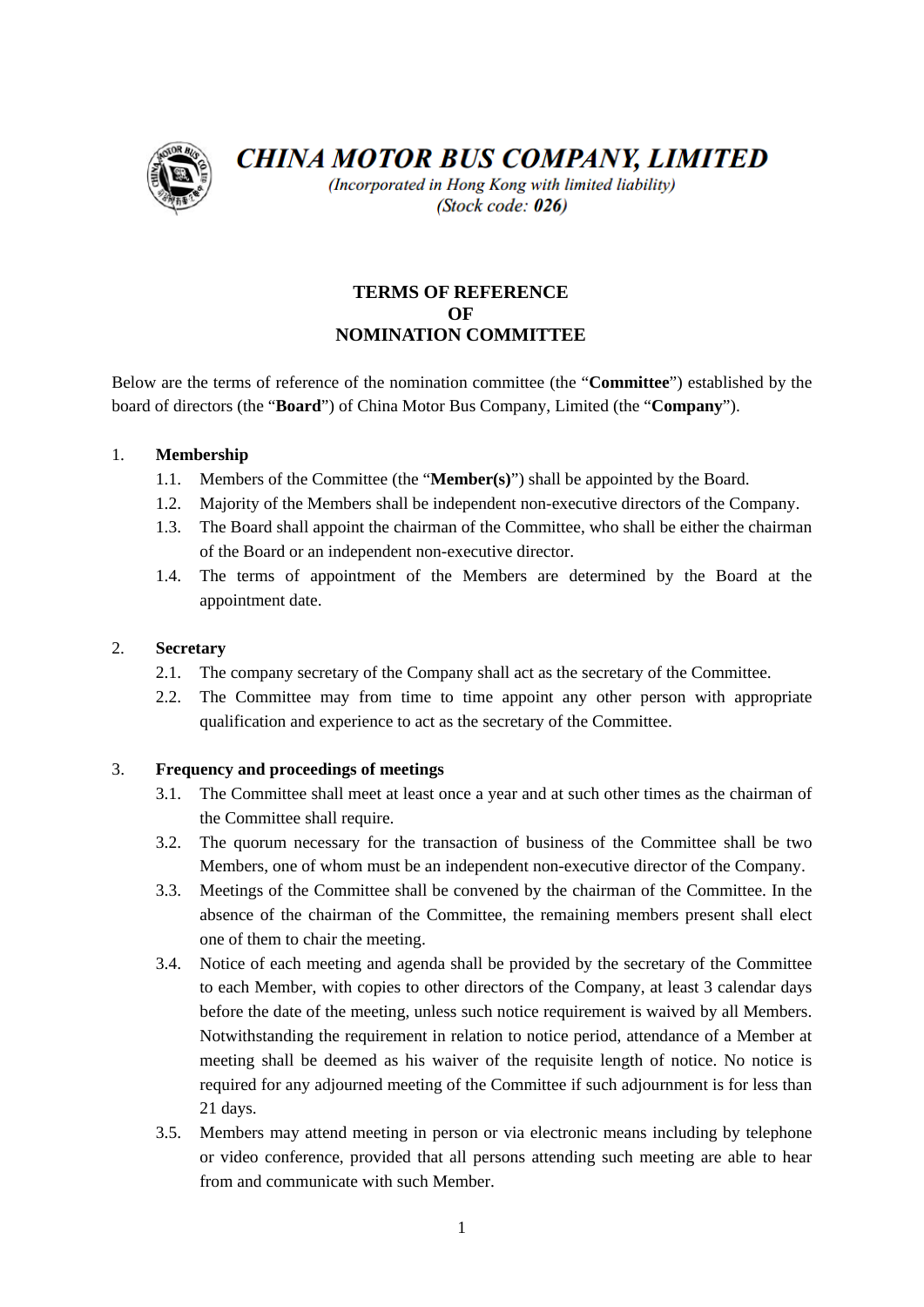**CHINA MOTOR BUS COMPANY, LIMITED**

*(Incorporated in Hong Kong with limited liability)*
*(Stock code: **026**)*

# TERMS OF REFERENCE OF NOMINATION COMMITTEE

Below are the terms of reference of the nomination committee (the "**Committee**") established by the board of directors (the "**Board**") of China Motor Bus Company, Limited (the "**Company**").

1. **Membership**
   - 1.1. Members of the Committee (the "**Member(s)**") shall be appointed by the Board.
   - 1.2. Majority of the Members shall be independent non-executive directors of the Company.
   - 1.3. The Board shall appoint the chairman of the Committee, who shall be either the chairman of the Board or an independent non-executive director.
   - 1.4. The terms of appointment of the Members are determined by the Board at the appointment date.

2. **Secretary**
   - 2.1. The company secretary of the Company shall act as the secretary of the Committee.
   - 2.2. The Committee may from time to time appoint any other person with appropriate qualification and experience to act as the secretary of the Committee.

3. **Frequency and proceedings of meetings**
   - 3.1. The Committee shall meet at least once a year and at such other times as the chairman of the Committee shall require.
   - 3.2. The quorum necessary for the transaction of business of the Committee shall be two Members, one of whom must be an independent non-executive director of the Company.
   - 3.3. Meetings of the Committee shall be convened by the chairman of the Committee. In the absence of the chairman of the Committee, the remaining members present shall elect one of them to chair the meeting.
   - 3.4. Notice of each meeting and agenda shall be provided by the secretary of the Committee to each Member, with copies to other directors of the Company, at least 3 calendar days before the date of the meeting, unless such notice requirement is waived by all Members. Notwithstanding the requirement in relation to notice period, attendance of a Member at meeting shall be deemed as his waiver of the requisite length of notice. No notice is required for any adjourned meeting of the Committee if such adjournment is for less than 21 days.
   - 3.5. Members may attend meeting in person or via electronic means including by telephone or video conference, provided that all persons attending such meeting are able to hear from and communicate with such Member.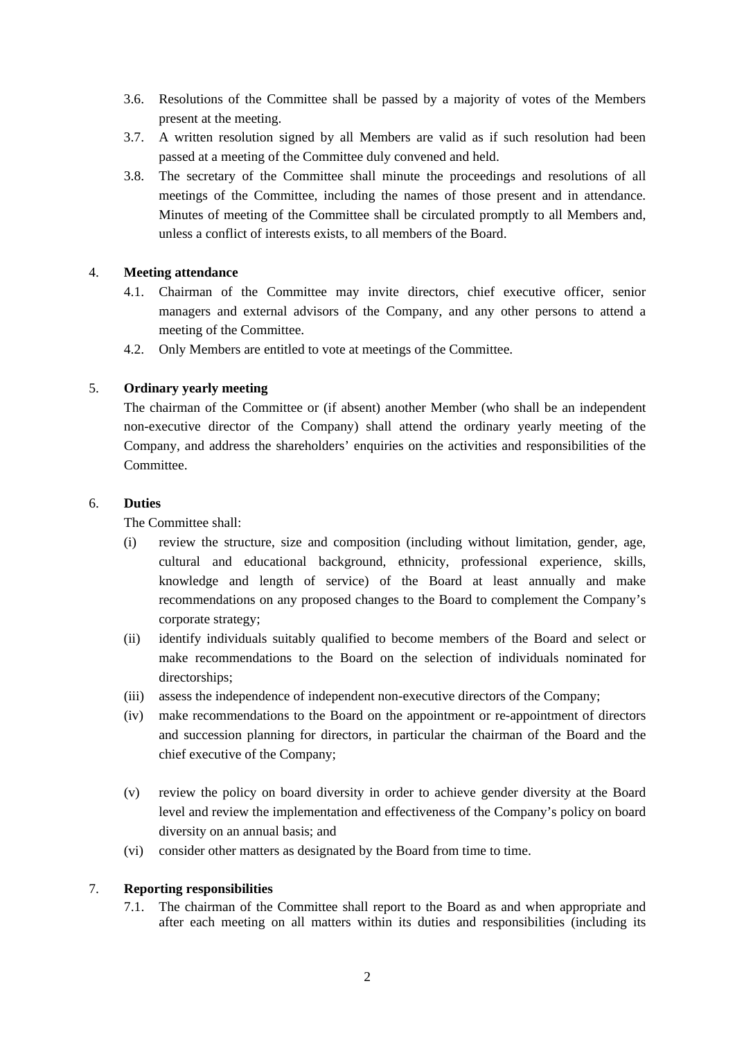3.6. Resolutions of the Committee shall be passed by a majority of votes of the Members present at the meeting.

3.7. A written resolution signed by all Members are valid as if such resolution had been passed at a meeting of the Committee duly convened and held.

3.8. The secretary of the Committee shall minute the proceedings and resolutions of all meetings of the Committee, including the names of those present and in attendance. Minutes of meeting of the Committee shall be circulated promptly to all Members and, unless a conflict of interests exists, to all members of the Board.

4. **Meeting attendance**

4.1. Chairman of the Committee may invite directors, chief executive officer, senior managers and external advisors of the Company, and any other persons to attend a meeting of the Committee.

4.2. Only Members are entitled to vote at meetings of the Committee.

5. **Ordinary yearly meeting**

The chairman of the Committee or (if absent) another Member (who shall be an independent non-executive director of the Company) shall attend the ordinary yearly meeting of the Company, and address the shareholders' enquiries on the activities and responsibilities of the Committee.

6. **Duties**

The Committee shall:

(i) review the structure, size and composition (including without limitation, gender, age, cultural and educational background, ethnicity, professional experience, skills, knowledge and length of service) of the Board at least annually and make recommendations on any proposed changes to the Board to complement the Company's corporate strategy;

(ii) identify individuals suitably qualified to become members of the Board and select or make recommendations to the Board on the selection of individuals nominated for directorships;

(iii) assess the independence of independent non-executive directors of the Company;

(iv) make recommendations to the Board on the appointment or re-appointment of directors and succession planning for directors, in particular the chairman of the Board and the chief executive of the Company;

(v) review the policy on board diversity in order to achieve gender diversity at the Board level and review the implementation and effectiveness of the Company's policy on board diversity on an annual basis; and

(vi) consider other matters as designated by the Board from time to time.

7. **Reporting responsibilities**

7.1. The chairman of the Committee shall report to the Board as and when appropriate and after each meeting on all matters within its duties and responsibilities (including its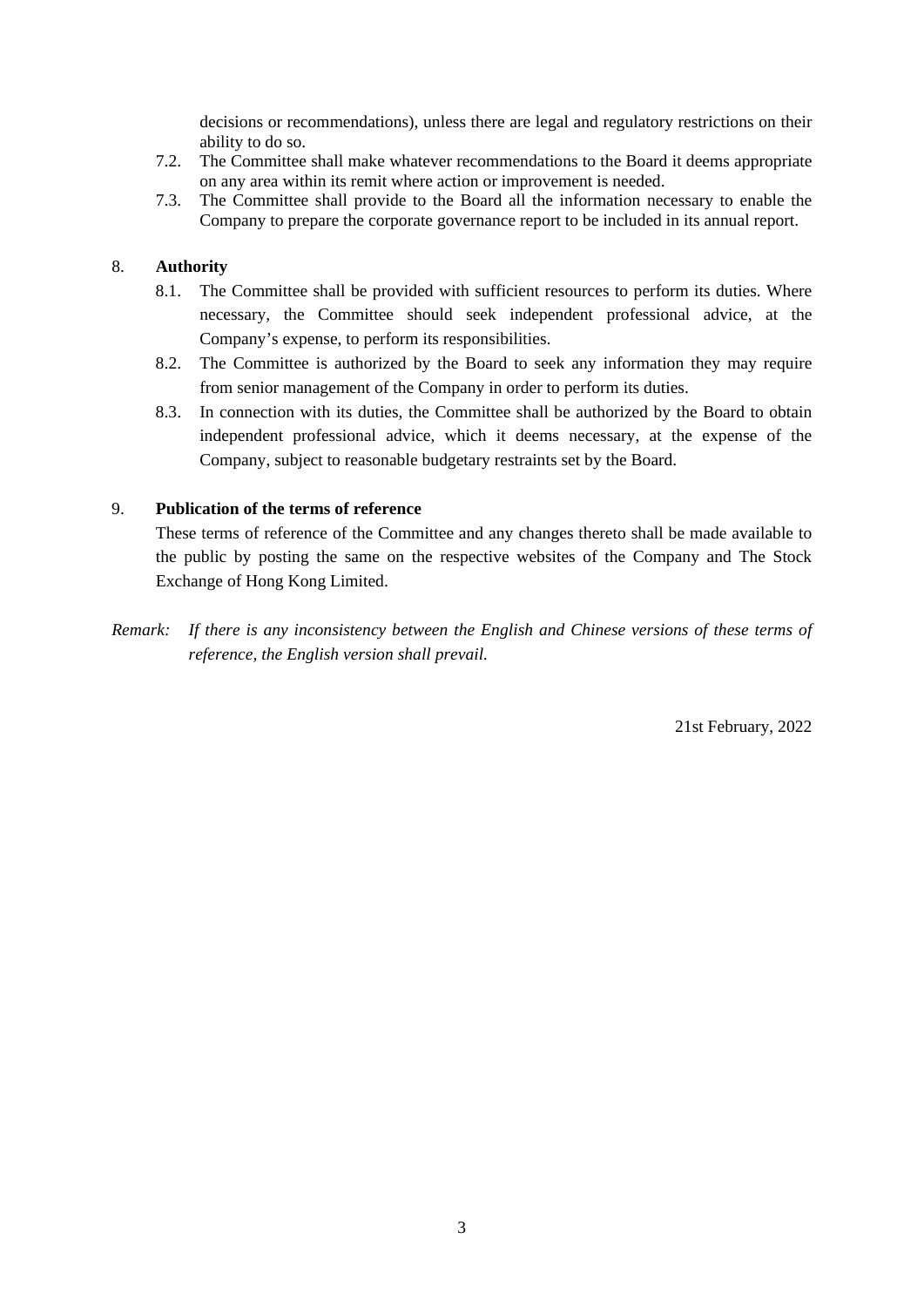decisions or recommendations), unless there are legal and regulatory restrictions on their ability to do so.

7.2. The Committee shall make whatever recommendations to the Board it deems appropriate on any area within its remit where action or improvement is needed.

7.3. The Committee shall provide to the Board all the information necessary to enable the Company to prepare the corporate governance report to be included in its annual report.

8. **Authority**

8.1. The Committee shall be provided with sufficient resources to perform its duties. Where necessary, the Committee should seek independent professional advice, at the Company's expense, to perform its responsibilities.

8.2. The Committee is authorized by the Board to seek any information they may require from senior management of the Company in order to perform its duties.

8.3. In connection with its duties, the Committee shall be authorized by the Board to obtain independent professional advice, which it deems necessary, at the expense of the Company, subject to reasonable budgetary restraints set by the Board.

9. **Publication of the terms of reference**

These terms of reference of the Committee and any changes thereto shall be made available to the public by posting the same on the respective websites of the Company and The Stock Exchange of Hong Kong Limited.

*Remark: If there is any inconsistency between the English and Chinese versions of these terms of reference, the English version shall prevail.*

21st February, 2022